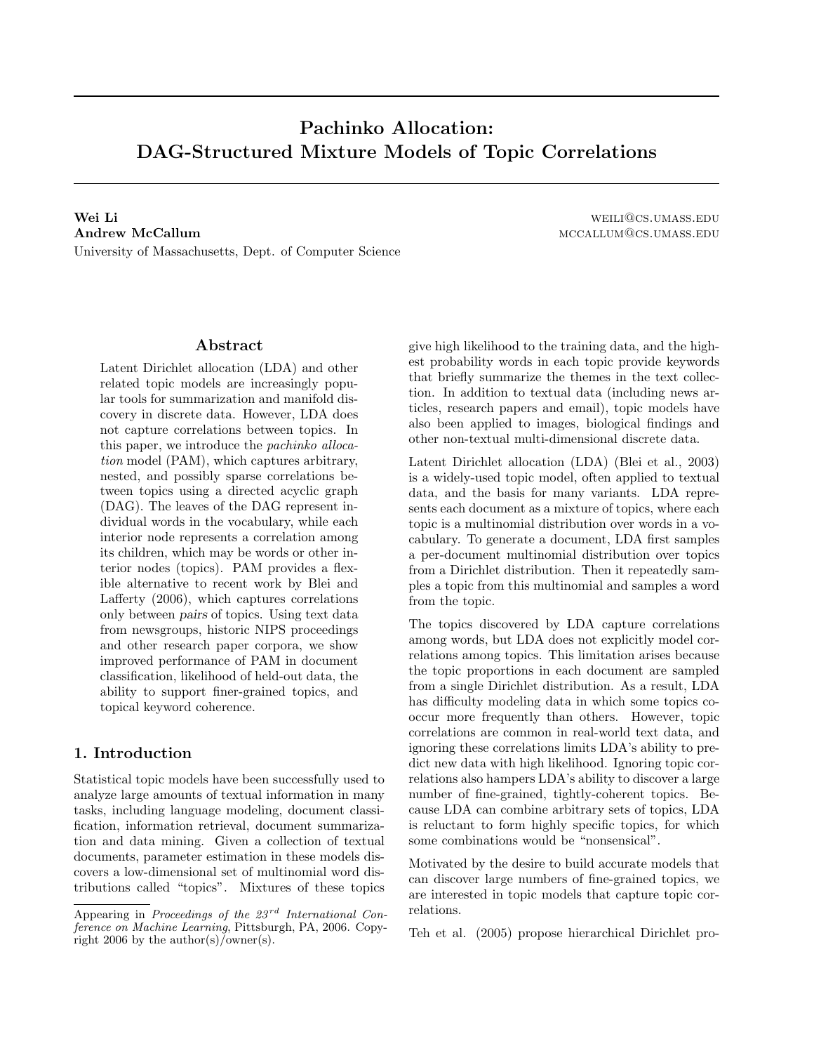# Pachinko Allocation: DAG-Structured Mixture Models of Topic Correlations

**Wei Li** WEILI@CS.UMASS.EDU
**Andrew McCallum** MCCALLUM@CS.UMASS.EDU
University of Massachusetts, Dept. of Computer Science

## Abstract

Latent Dirichlet allocation (LDA) and other related topic models are increasingly popular tools for summarization and manifold discovery in discrete data. However, LDA does not capture correlations between topics. In this paper, we introduce the *pachinko allocation* model (PAM), which captures arbitrary, nested, and possibly sparse correlations between topics using a directed acyclic graph (DAG). The leaves of the DAG represent individual words in the vocabulary, while each interior node represents a correlation among its children, which may be words or other interior nodes (topics). PAM provides a flexible alternative to recent work by Blei and Lafferty (2006), which captures correlations only between *pairs* of topics. Using text data from newsgroups, historic NIPS proceedings and other research paper corpora, we show improved performance of PAM in document classification, likelihood of held-out data, the ability to support finer-grained topics, and topical keyword coherence.

## 1. Introduction

Statistical topic models have been successfully used to analyze large amounts of textual information in many tasks, including language modeling, document classification, information retrieval, document summarization and data mining. Given a collection of textual documents, parameter estimation in these models discovers a low-dimensional set of multinomial word distributions called "topics". Mixtures of these topics give high likelihood to the training data, and the highest probability words in each topic provide keywords that briefly summarize the themes in the text collection. In addition to textual data (including news articles, research papers and email), topic models have also been applied to images, biological findings and other non-textual multi-dimensional discrete data.

Latent Dirichlet allocation (LDA) (Blei et al., 2003) is a widely-used topic model, often applied to textual data, and the basis for many variants. LDA represents each document as a mixture of topics, where each topic is a multinomial distribution over words in a vocabulary. To generate a document, LDA first samples a per-document multinomial distribution over topics from a Dirichlet distribution. Then it repeatedly samples a topic from this multinomial and samples a word from the topic.

The topics discovered by LDA capture correlations among words, but LDA does not explicitly model correlations among topics. This limitation arises because the topic proportions in each document are sampled from a single Dirichlet distribution. As a result, LDA has difficulty modeling data in which some topics co-occur more frequently than others. However, topic correlations are common in real-world text data, and ignoring these correlations limits LDA's ability to predict new data with high likelihood. Ignoring topic correlations also hampers LDA's ability to discover a large number of fine-grained, tightly-coherent topics. Because LDA can combine arbitrary sets of topics, LDA is reluctant to form highly specific topics, for which some combinations would be "nonsensical".

Motivated by the desire to build accurate models that can discover large numbers of fine-grained topics, we are interested in topic models that capture topic correlations.

Teh et al. (2005) propose hierarchical Dirichlet pro-

---

Appearing in *Proceedings of the 23rd International Conference on Machine Learning*, Pittsburgh, PA, 2006. Copyright 2006 by the author(s)/owner(s).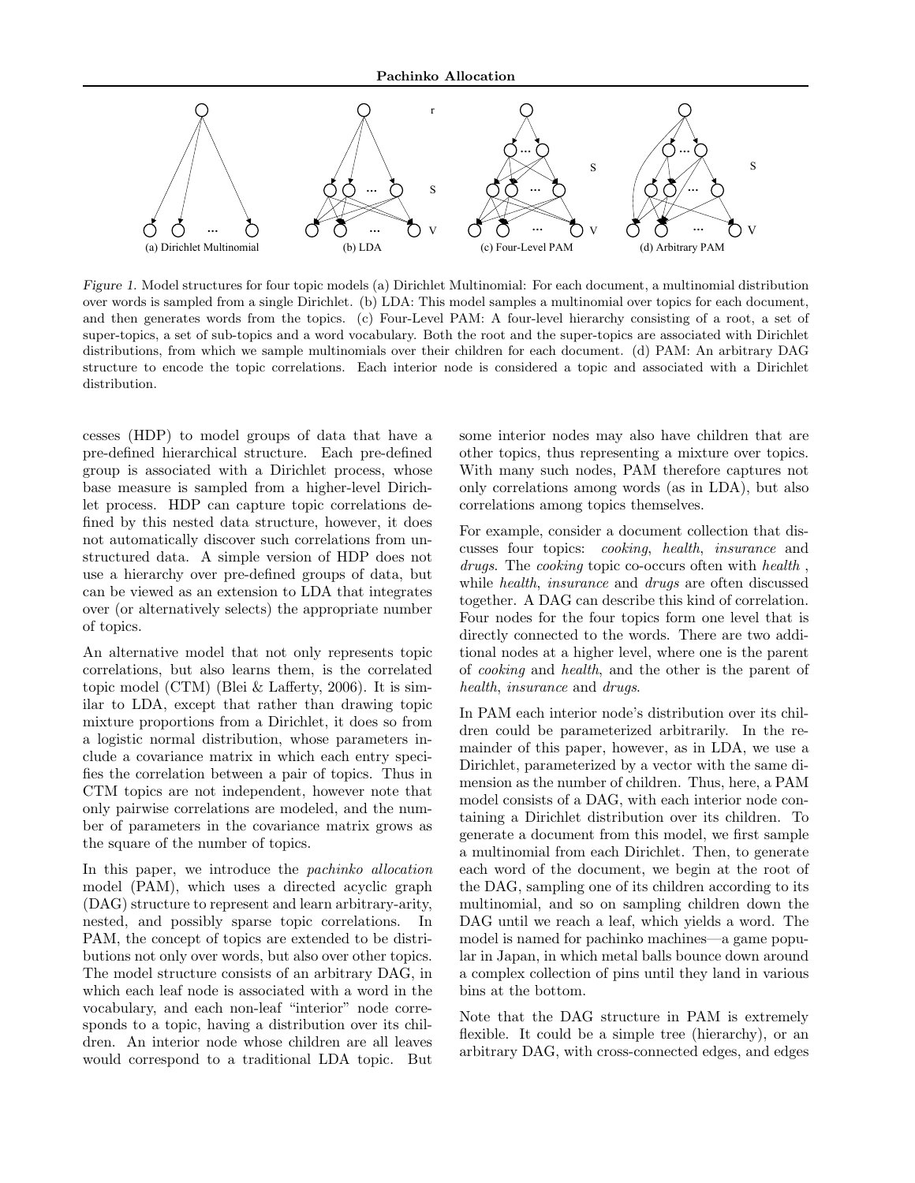Figure 1. Model structures for four topic models (a) Dirichlet Multinomial: For each document, a multinomial distribution over words is sampled from a single Dirichlet. (b) LDA: This model samples a multinomial over topics for each document, and then generates words from the topics. (c) Four-Level PAM: A four-level hierarchy consisting of a root, a set of super-topics, a set of sub-topics and a word vocabulary. Both the root and the super-topics are associated with Dirichlet distributions, from which we sample multinomials over their children for each document. (d) PAM: An arbitrary DAG structure to encode the topic correlations. Each interior node is considered a topic and associated with a Dirichlet distribution.

cesses (HDP) to model groups of data that have a pre-defined hierarchical structure. Each pre-defined group is associated with a Dirichlet process, whose base measure is sampled from a higher-level Dirichlet process. HDP can capture topic correlations defined by this nested data structure, however, it does not automatically discover such correlations from unstructured data. A simple version of HDP does not use a hierarchy over pre-defined groups of data, but can be viewed as an extension to LDA that integrates over (or alternatively selects) the appropriate number of topics.

An alternative model that not only represents topic correlations, but also learns them, is the correlated topic model (CTM) (Blei & Lafferty, 2006). It is similar to LDA, except that rather than drawing topic mixture proportions from a Dirichlet, it does so from a logistic normal distribution, whose parameters include a covariance matrix in which each entry specifies the correlation between a pair of topics. Thus in CTM topics are not independent, however note that only pairwise correlations are modeled, and the number of parameters in the covariance matrix grows as the square of the number of topics.

In this paper, we introduce the *pachinko allocation* model (PAM), which uses a directed acyclic graph (DAG) structure to represent and learn arbitrary-arity, nested, and possibly sparse topic correlations. In PAM, the concept of topics are extended to be distributions not only over words, but also over other topics. The model structure consists of an arbitrary DAG, in which each leaf node is associated with a word in the vocabulary, and each non-leaf "interior" node corresponds to a topic, having a distribution over its children. An interior node whose children are all leaves would correspond to a traditional LDA topic. But some interior nodes may also have children that are other topics, thus representing a mixture over topics. With many such nodes, PAM therefore captures not only correlations among words (as in LDA), but also correlations among topics themselves.

For example, consider a document collection that discusses four topics: *cooking*, *health*, *insurance* and *drugs*. The *cooking* topic co-occurs often with *health* , while *health*, *insurance* and *drugs* are often discussed together. A DAG can describe this kind of correlation. Four nodes for the four topics form one level that is directly connected to the words. There are two additional nodes at a higher level, where one is the parent of *cooking* and *health*, and the other is the parent of *health*, *insurance* and *drugs*.

In PAM each interior node's distribution over its children could be parameterized arbitrarily. In the remainder of this paper, however, as in LDA, we use a Dirichlet, parameterized by a vector with the same dimension as the number of children. Thus, here, a PAM model consists of a DAG, with each interior node containing a Dirichlet distribution over its children. To generate a document from this model, we first sample a multinomial from each Dirichlet. Then, to generate each word of the document, we begin at the root of the DAG, sampling one of its children according to its multinomial, and so on sampling children down the DAG until we reach a leaf, which yields a word. The model is named for pachinko machines—a game popular in Japan, in which metal balls bounce down around a complex collection of pins until they land in various bins at the bottom.

Note that the DAG structure in PAM is extremely flexible. It could be a simple tree (hierarchy), or an arbitrary DAG, with cross-connected edges, and edges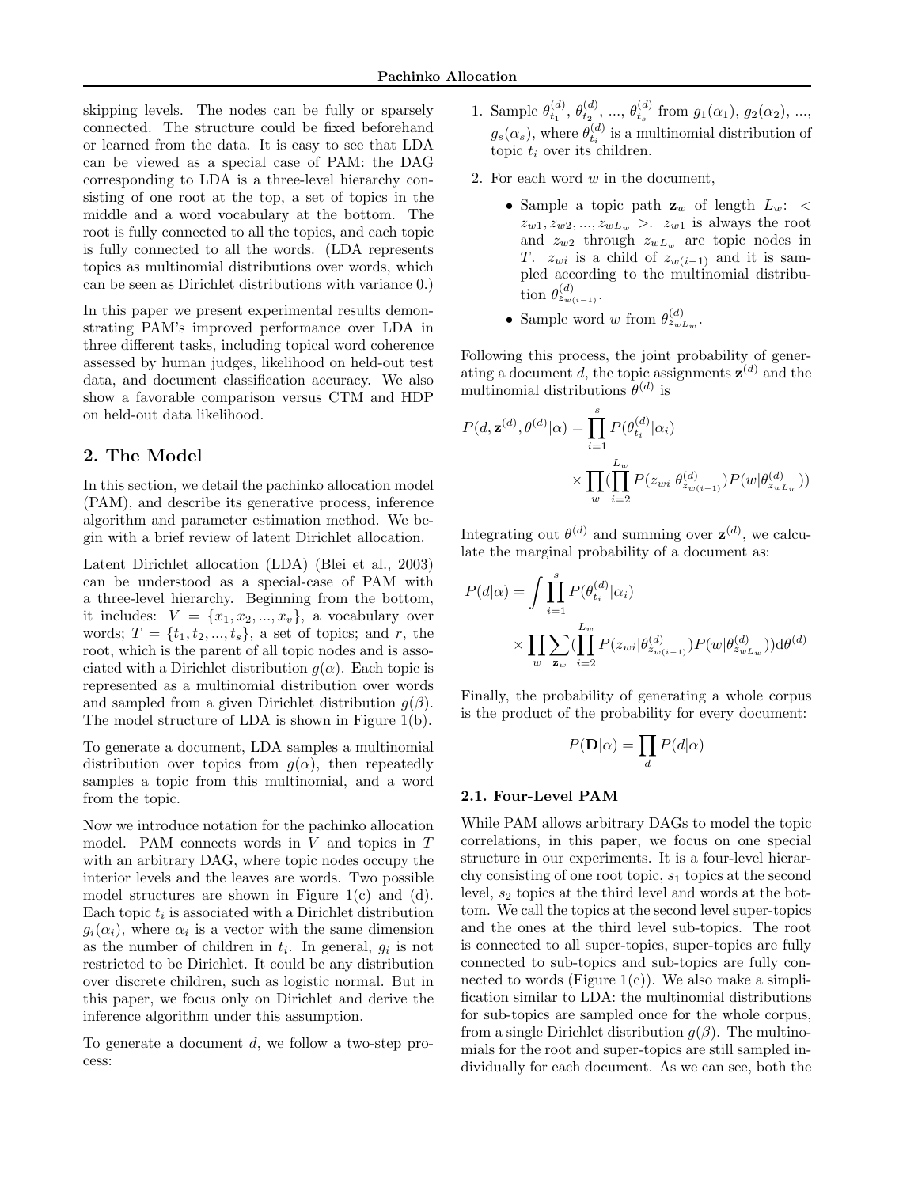skipping levels. The nodes can be fully or sparsely connected. The structure could be fixed beforehand or learned from the data. It is easy to see that LDA can be viewed as a special case of PAM: the DAG corresponding to LDA is a three-level hierarchy consisting of one root at the top, a set of topics in the middle and a word vocabulary at the bottom. The root is fully connected to all the topics, and each topic is fully connected to all the words. (LDA represents topics as multinomial distributions over words, which can be seen as Dirichlet distributions with variance 0.)

In this paper we present experimental results demonstrating PAM's improved performance over LDA in three different tasks, including topical word coherence assessed by human judges, likelihood on held-out test data, and document classification accuracy. We also show a favorable comparison versus CTM and HDP on held-out data likelihood.

## 2. The Model

In this section, we detail the pachinko allocation model (PAM), and describe its generative process, inference algorithm and parameter estimation method. We begin with a brief review of latent Dirichlet allocation.

Latent Dirichlet allocation (LDA) (Blei et al., 2003) can be understood as a special-case of PAM with a three-level hierarchy. Beginning from the bottom, it includes: $V = \{x_1, x_2, ..., x_v\}$, a vocabulary over words; $T = \{t_1, t_2, ..., t_s\}$, a set of topics; and $r$, the root, which is the parent of all topic nodes and is associated with a Dirichlet distribution $g(\alpha)$. Each topic is represented as a multinomial distribution over words and sampled from a given Dirichlet distribution $g(\beta)$. The model structure of LDA is shown in Figure 1(b).

To generate a document, LDA samples a multinomial distribution over topics from $g(\alpha)$, then repeatedly samples a topic from this multinomial, and a word from the topic.

Now we introduce notation for the pachinko allocation model. PAM connects words in $V$ and topics in $T$ with an arbitrary DAG, where topic nodes occupy the interior levels and the leaves are words. Two possible model structures are shown in Figure 1(c) and (d). Each topic $t_i$ is associated with a Dirichlet distribution $g_i(\alpha_i)$, where $\alpha_i$ is a vector with the same dimension as the number of children in $t_i$. In general, $g_i$ is not restricted to be Dirichlet. It could be any distribution over discrete children, such as logistic normal. But in this paper, we focus only on Dirichlet and derive the inference algorithm under this assumption.

To generate a document $d$, we follow a two-step process:

1. Sample $\theta_{t_1}^{(d)}, \theta_{t_2}^{(d)}, ..., \theta_{t_s}^{(d)}$ from $g_1(\alpha_1), g_2(\alpha_2), ..., g_s(\alpha_s)$, where $\theta_{t_i}^{(d)}$ is a multinomial distribution of topic $t_i$ over its children.

2. For each word $w$ in the document,

   - Sample a topic path $\mathbf{z}_w$ of length $L_w$: $< z_{w1}, z_{w2}, ..., z_{wL_w} >$. $z_{w1}$ is always the root and $z_{w2}$ through $z_{wL_w}$ are topic nodes in $T$. $z_{wi}$ is a child of $z_{w(i-1)}$ and it is sampled according to the multinomial distribution $\theta_{z_{w(i-1)}}^{(d)}$.
   - Sample word $w$ from $\theta_{z_{wL_w}}^{(d)}$.

Following this process, the joint probability of generating a document $d$, the topic assignments $\mathbf{z}^{(d)}$ and the multinomial distributions $\theta^{(d)}$ is

$$P(d, \mathbf{z}^{(d)}, \theta^{(d)}|\alpha) = \prod_{i=1}^{s} P(\theta_{t_i}^{(d)}|\alpha_i) \times \prod_{w} (\prod_{i=2}^{L_w} P(z_{wi}|\theta_{z_{w(i-1)}}^{(d)}) P(w|\theta_{z_{wL_w}}^{(d)}))$$

Integrating out $\theta^{(d)}$ and summing over $\mathbf{z}^{(d)}$, we calculate the marginal probability of a document as:

$$P(d|\alpha) = \int \prod_{i=1}^{s} P(\theta_{t_i}^{(d)}|\alpha_i) \times \prod_{w} \sum_{\mathbf{z}_w} (\prod_{i=2}^{L_w} P(z_{wi}|\theta_{z_{w(i-1)}}^{(d)}) P(w|\theta_{z_{wL_w}}^{(d)})) d\theta^{(d)}$$

Finally, the probability of generating a whole corpus is the product of the probability for every document:

$$P(\mathbf{D}|\alpha) = \prod_{d} P(d|\alpha)$$

### 2.1. Four-Level PAM

While PAM allows arbitrary DAGs to model the topic correlations, in this paper, we focus on one special structure in our experiments. It is a four-level hierarchy consisting of one root topic, $s_1$ topics at the second level, $s_2$ topics at the third level and words at the bottom. We call the topics at the second level super-topics and the ones at the third level sub-topics. The root is connected to all super-topics, super-topics are fully connected to sub-topics and sub-topics are fully connected to words (Figure 1(c)). We also make a simplification similar to LDA: the multinomial distributions for sub-topics are sampled once for the whole corpus, from a single Dirichlet distribution $g(\beta)$. The multinomials for the root and super-topics are still sampled individually for each document. As we can see, both the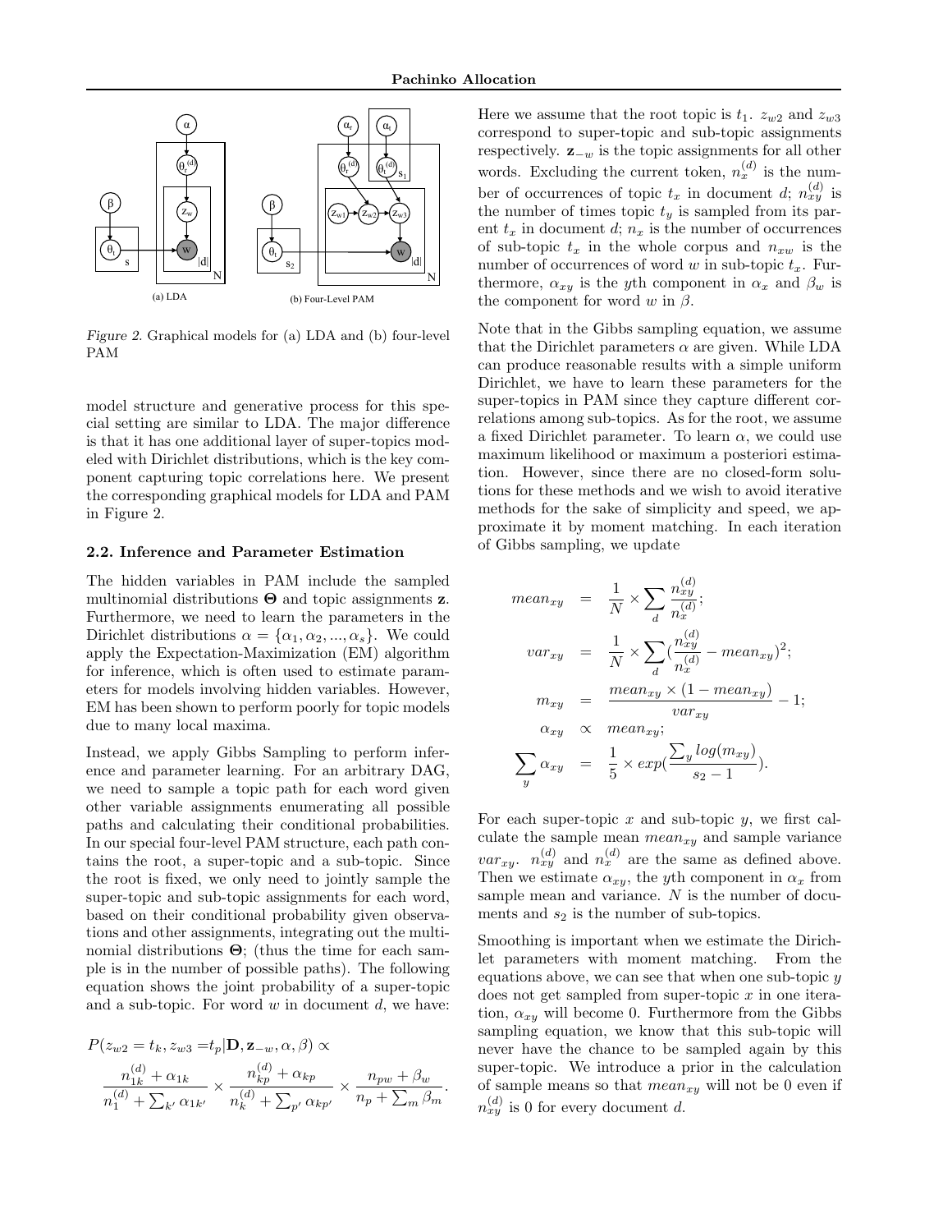Figure 2. Graphical models for (a) LDA and (b) four-level PAM

model structure and generative process for this special setting are similar to LDA. The major difference is that it has one additional layer of super-topics modeled with Dirichlet distributions, which is the key component capturing topic correlations here. We present the corresponding graphical models for LDA and PAM in Figure 2.

### 2.2. Inference and Parameter Estimation

The hidden variables in PAM include the sampled multinomial distributions $\mathbf{\Theta}$ and topic assignments $\mathbf{z}$. Furthermore, we need to learn the parameters in the Dirichlet distributions $\alpha = \{\alpha_1, \alpha_2, ..., \alpha_s\}$. We could apply the Expectation-Maximization (EM) algorithm for inference, which is often used to estimate parameters for models involving hidden variables. However, EM has been shown to perform poorly for topic models due to many local maxima.

Instead, we apply Gibbs Sampling to perform inference and parameter learning. For an arbitrary DAG, we need to sample a topic path for each word given other variable assignments enumerating all possible paths and calculating their conditional probabilities. In our special four-level PAM structure, each path contains the root, a super-topic and a sub-topic. Since the root is fixed, we only need to jointly sample the super-topic and sub-topic assignments for each word, based on their conditional probability given observations and other assignments, integrating out the multinomial distributions $\mathbf{\Theta}$; (thus the time for each sample is in the number of possible paths). The following equation shows the joint probability of a super-topic and a sub-topic. For word $w$ in document $d$, we have:

$$P(z_{w2} = t_k, z_{w3} = t_p | \mathbf{D}, \mathbf{z}_{-w}, \alpha, \beta) \propto$$
$$\frac{n_{1k}^{(d)} + \alpha_{1k}}{n_1^{(d)} + \sum_{k'} \alpha_{1k'}} \times \frac{n_{kp}^{(d)} + \alpha_{kp}}{n_k^{(d)} + \sum_{p'} \alpha_{kp'}} \times \frac{n_{pw} + \beta_w}{n_p + \sum_m \beta_m}.$$

Here we assume that the root topic is $t_1$. $z_{w2}$ and $z_{w3}$ correspond to super-topic and sub-topic assignments respectively. $\mathbf{z}_{-w}$ is the topic assignments for all other words. Excluding the current token, $n_x^{(d)}$ is the number of occurrences of topic $t_x$ in document $d$; $n_{xy}^{(d)}$ is the number of times topic $t_y$ is sampled from its parent $t_x$ in document $d$; $n_x$ is the number of occurrences of sub-topic $t_x$ in the whole corpus and $n_{xw}$ is the number of occurrences of word $w$ in sub-topic $t_x$. Furthermore, $\alpha_{xy}$ is the $y$th component in $\alpha_x$ and $\beta_w$ is the component for word $w$ in $\beta$.

Note that in the Gibbs sampling equation, we assume that the Dirichlet parameters $\alpha$ are given. While LDA can produce reasonable results with a simple uniform Dirichlet, we have to learn these parameters for the super-topics in PAM since they capture different correlations among sub-topics. As for the root, we assume a fixed Dirichlet parameter. To learn $\alpha$, we could use maximum likelihood or maximum a posteriori estimation. However, since there are no closed-form solutions for these methods and we wish to avoid iterative methods for the sake of simplicity and speed, we approximate it by moment matching. In each iteration of Gibbs sampling, we update

$$
\begin{aligned}
mean_{xy} &= \frac{1}{N} \times \sum_d \frac{n_{xy}^{(d)}}{n_x^{(d)}}; \\
var_{xy} &= \frac{1}{N} \times \sum_d \left(\frac{n_{xy}^{(d)}}{n_x^{(d)}} - mean_{xy}\right)^2; \\
m_{xy} &= \frac{mean_{xy} \times (1 - mean_{xy})}{var_{xy}} - 1; \\
\alpha_{xy} &\propto mean_{xy}; \\
\sum_y \alpha_{xy} &= \frac{1}{5} \times exp\left(\frac{\sum_y log(m_{xy})}{s_2 - 1}\right).
\end{aligned}
$$

For each super-topic $x$ and sub-topic $y$, we first calculate the sample mean $mean_{xy}$ and sample variance $var_{xy}$. $n_{xy}^{(d)}$ and $n_x^{(d)}$ are the same as defined above. Then we estimate $\alpha_{xy}$, the $y$th component in $\alpha_x$ from sample mean and variance. $N$ is the number of documents and $s_2$ is the number of sub-topics.

Smoothing is important when we estimate the Dirichlet parameters with moment matching. From the equations above, we can see that when one sub-topic $y$ does not get sampled from super-topic $x$ in one iteration, $\alpha_{xy}$ will become 0. Furthermore from the Gibbs sampling equation, we know that this sub-topic will never have the chance to be sampled again by this super-topic. We introduce a prior in the calculation of sample means so that $mean_{xy}$ will not be 0 even if $n_{xy}^{(d)}$ is 0 for every document $d$.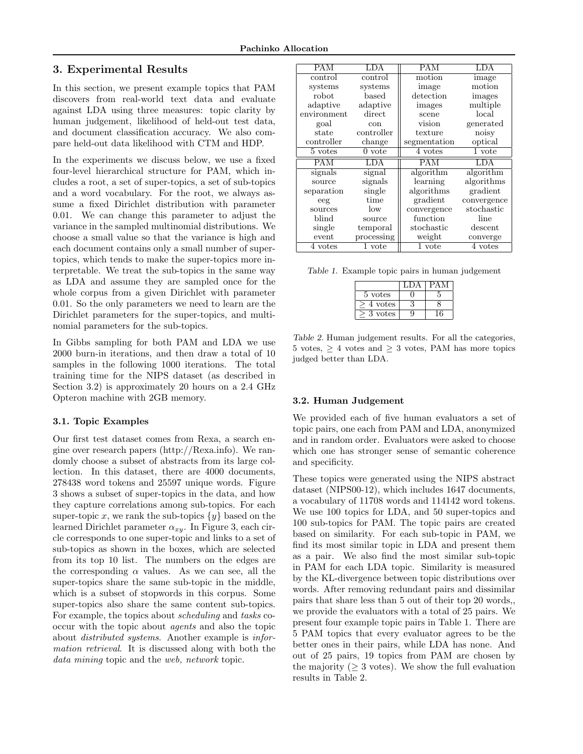## 3. Experimental Results

In this section, we present example topics that PAM discovers from real-world text data and evaluate against LDA using three measures: topic clarity by human judgement, likelihood of held-out test data, and document classification accuracy. We also compare held-out data likelihood with CTM and HDP.

In the experiments we discuss below, we use a fixed four-level hierarchical structure for PAM, which includes a root, a set of super-topics, a set of sub-topics and a word vocabulary. For the root, we always assume a fixed Dirichlet distribution with parameter 0.01. We can change this parameter to adjust the variance in the sampled multinomial distributions. We choose a small value so that the variance is high and each document contains only a small number of super-topics, which tends to make the super-topics more interpretable. We treat the sub-topics in the same way as LDA and assume they are sampled once for the whole corpus from a given Dirichlet with parameter 0.01. So the only parameters we need to learn are the Dirichlet parameters for the super-topics, and multinomial parameters for the sub-topics.

In Gibbs sampling for both PAM and LDA we use 2000 burn-in iterations, and then draw a total of 10 samples in the following 1000 iterations. The total training time for the NIPS dataset (as described in Section 3.2) is approximately 20 hours on a 2.4 GHz Opteron machine with 2GB memory.

### 3.1. Topic Examples

Our first test dataset comes from Rexa, a search engine over research papers (http://Rexa.info). We randomly choose a subset of abstracts from its large collection. In this dataset, there are 4000 documents, 278438 word tokens and 25597 unique words. Figure 3 shows a subset of super-topics in the data, and how they capture correlations among sub-topics. For each super-topic $x$, we rank the sub-topics $\{y\}$ based on the learned Dirichlet parameter $\alpha_{xy}$. In Figure 3, each circle corresponds to one super-topic and links to a set of sub-topics as shown in the boxes, which are selected from its top 10 list. The numbers on the edges are the corresponding $\alpha$ values. As we can see, all the super-topics share the same sub-topic in the middle, which is a subset of stopwords in this corpus. Some super-topics also share the same content sub-topics. For example, the topics about *scheduling* and *tasks* co-occur with the topic about *agents* and also the topic about *distributed systems*. Another example is *information retrieval*. It is discussed along with both the *data mining* topic and the *web, network* topic.

| PAM | LDA | PAM | LDA |
|---|---|---|---|
| control | control | motion | image |
| systems | systems | image | motion |
| robot | based | detection | images |
| adaptive | adaptive | images | multiple |
| environment | direct | scene | local |
| goal | con | vision | generated |
| state | controller | texture | noisy |
| controller | change | segmentation | optical |
| 5 votes | 0 vote | 4 votes | 1 vote |
| **PAM** | **LDA** | **PAM** | **LDA** |
| signals | signal | algorithm | algorithm |
| source | signals | learning | algorithms |
| separation | single | algorithms | gradient |
| eeg | time | gradient | convergence |
| sources | low | convergence | stochastic |
| blind | source | function | line |
| single | temporal | stochastic | descent |
| event | processing | weight | converge |
| 4 votes | 1 vote | 1 vote | 4 votes |

*Table 1.* Example topic pairs in human judgement

| | LDA | PAM |
|---|---|---|
| 5 votes | 0 | 5 |
| $\geq 4$ votes | 3 | 8 |
| $\geq 3$ votes | 9 | 16 |

*Table 2.* Human judgement results. For all the categories, 5 votes, $\geq$ 4 votes and $\geq$ 3 votes, PAM has more topics judged better than LDA.

### 3.2. Human Judgement

We provided each of five human evaluators a set of topic pairs, one each from PAM and LDA, anonymized and in random order. Evaluators were asked to choose which one has stronger sense of semantic coherence and specificity.

These topics were generated using the NIPS abstract dataset (NIPS00-12), which includes 1647 documents, a vocabulary of 11708 words and 114142 word tokens. We use 100 topics for LDA, and 50 super-topics and 100 sub-topics for PAM. The topic pairs are created based on similarity. For each sub-topic in PAM, we find its most similar topic in LDA and present them as a pair. We also find the most similar sub-topic in PAM for each LDA topic. Similarity is measured by the KL-divergence between topic distributions over words. After removing redundant pairs and dissimilar pairs that share less than 5 out of their top 20 words,, we provide the evaluators with a total of 25 pairs. We present four example topic pairs in Table 1. There are 5 PAM topics that every evaluator agrees to be the better ones in their pairs, while LDA has none. And out of 25 pairs, 19 topics from PAM are chosen by the majority ($\geq$ 3 votes). We show the full evaluation results in Table 2.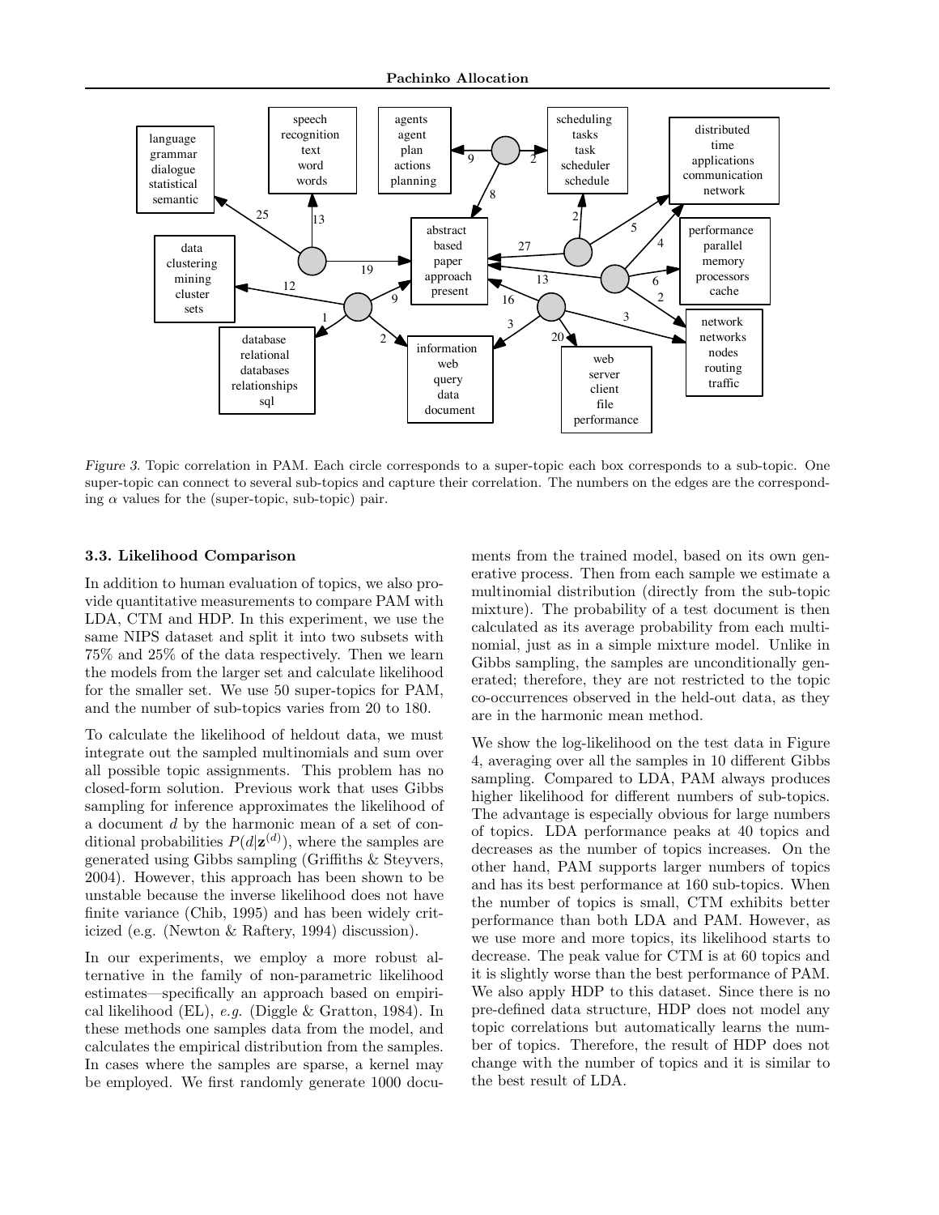Figure 3. Topic correlation in PAM. Each circle corresponds to a super-topic each box corresponds to a sub-topic. One super-topic can connect to several sub-topics and capture their correlation. The numbers on the edges are the corresponding $\alpha$ values for the (super-topic, sub-topic) pair.

### 3.3. Likelihood Comparison

In addition to human evaluation of topics, we also provide quantitative measurements to compare PAM with LDA, CTM and HDP. In this experiment, we use the same NIPS dataset and split it into two subsets with 75% and 25% of the data respectively. Then we learn the models from the larger set and calculate likelihood for the smaller set. We use 50 super-topics for PAM, and the number of sub-topics varies from 20 to 180.

To calculate the likelihood of heldout data, we must integrate out the sampled multinomials and sum over all possible topic assignments. This problem has no closed-form solution. Previous work that uses Gibbs sampling for inference approximates the likelihood of a document $d$ by the harmonic mean of a set of conditional probabilities $P(d|\mathbf{z}^{(d)})$, where the samples are generated using Gibbs sampling (Griffiths & Steyvers, 2004). However, this approach has been shown to be unstable because the inverse likelihood does not have finite variance (Chib, 1995) and has been widely criticized (e.g. (Newton & Raftery, 1994) discussion).

In our experiments, we employ a more robust alternative in the family of non-parametric likelihood estimates—specifically an approach based on empirical likelihood (EL), *e.g.* (Diggle & Gratton, 1984). In these methods one samples data from the model, and calculates the empirical distribution from the samples. In cases where the samples are sparse, a kernel may be employed. We first randomly generate 1000 documents from the trained model, based on its own generative process. Then from each sample we estimate a multinomial distribution (directly from the sub-topic mixture). The probability of a test document is then calculated as its average probability from each multinomial, just as in a simple mixture model. Unlike in Gibbs sampling, the samples are unconditionally generated; therefore, they are not restricted to the topic co-occurrences observed in the held-out data, as they are in the harmonic mean method.

We show the log-likelihood on the test data in Figure 4, averaging over all the samples in 10 different Gibbs sampling. Compared to LDA, PAM always produces higher likelihood for different numbers of sub-topics. The advantage is especially obvious for large numbers of topics. LDA performance peaks at 40 topics and decreases as the number of topics increases. On the other hand, PAM supports larger numbers of topics and has its best performance at 160 sub-topics. When the number of topics is small, CTM exhibits better performance than both LDA and PAM. However, as we use more and more topics, its likelihood starts to decrease. The peak value for CTM is at 60 topics and it is slightly worse than the best performance of PAM. We also apply HDP to this dataset. Since there is no pre-defined data structure, HDP does not model any topic correlations but automatically learns the number of topics. Therefore, the result of HDP does not change with the number of topics and it is similar to the best result of LDA.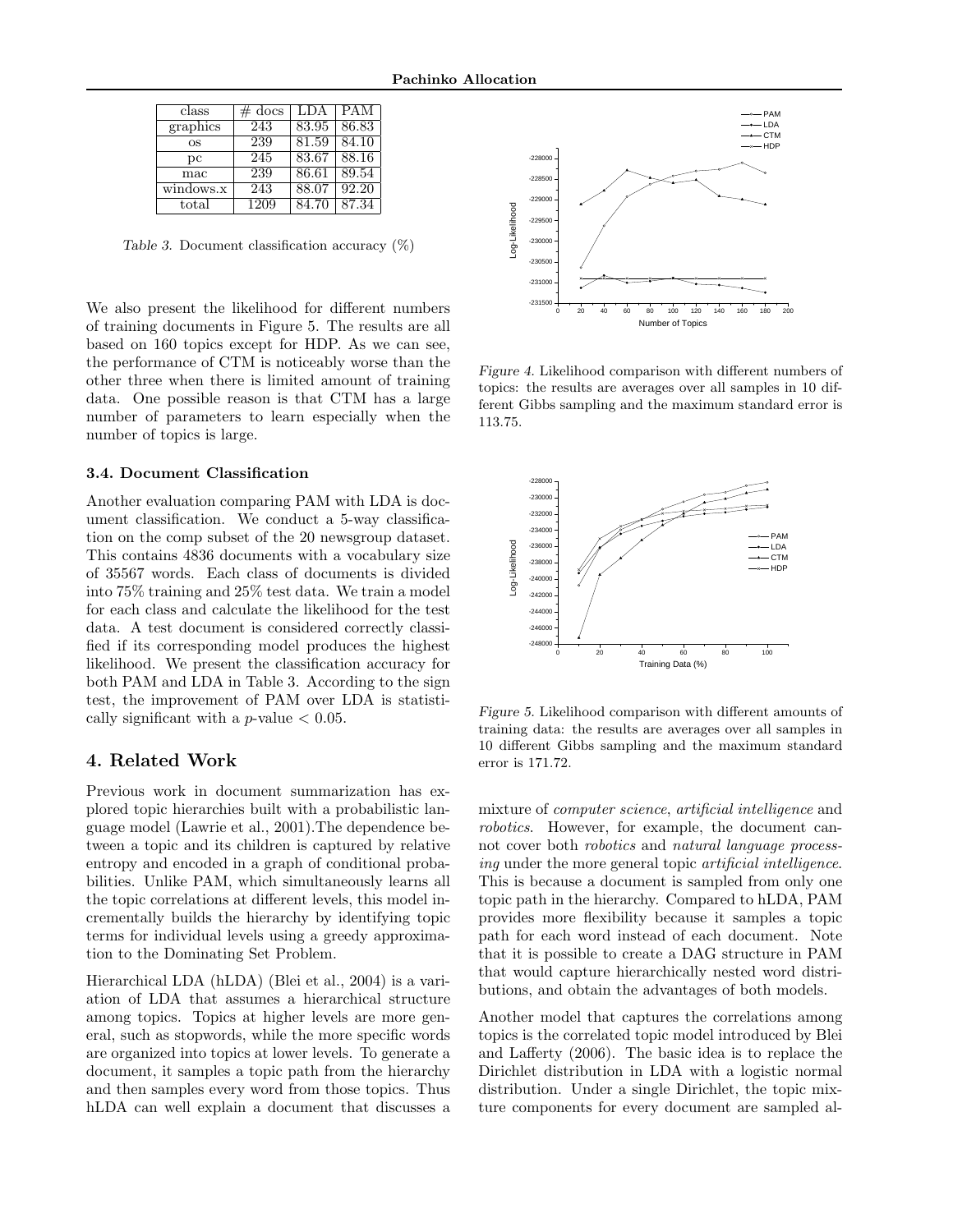| class | # docs | LDA | PAM |
|---|---|---|---|
| graphics | 243 | 83.95 | 86.83 |
| os | 239 | 81.59 | 84.10 |
| pc | 245 | 83.67 | 88.16 |
| mac | 239 | 86.61 | 89.54 |
| windows.x | 243 | 88.07 | 92.20 |
| total | 1209 | 84.70 | 87.34 |

*Table 3.* Document classification accuracy (%)

We also present the likelihood for different numbers of training documents in Figure 5. The results are all based on 160 topics except for HDP. As we can see, the performance of CTM is noticeably worse than the other three when there is limited amount of training data. One possible reason is that CTM has a large number of parameters to learn especially when the number of topics is large.

### 3.4. Document Classification

Another evaluation comparing PAM with LDA is document classification. We conduct a 5-way classification on the comp subset of the 20 newsgroup dataset. This contains 4836 documents with a vocabulary size of 35567 words. Each class of documents is divided into 75% training and 25% test data. We train a model for each class and calculate the likelihood for the test data. A test document is considered correctly classified if its corresponding model produces the highest likelihood. We present the classification accuracy for both PAM and LDA in Table 3. According to the sign test, the improvement of PAM over LDA is statistically significant with a $p$-value $< 0.05$.

*Figure 4.* Likelihood comparison with different numbers of topics: the results are averages over all samples in 10 different Gibbs sampling and the maximum standard error is 113.75.

*Figure 5.* Likelihood comparison with different amounts of training data: the results are averages over all samples in 10 different Gibbs sampling and the maximum standard error is 171.72.

## 4. Related Work

Previous work in document summarization has explored topic hierarchies built with a probabilistic language model (Lawrie et al., 2001).The dependence between a topic and its children is captured by relative entropy and encoded in a graph of conditional probabilities. Unlike PAM, which simultaneously learns all the topic correlations at different levels, this model incrementally builds the hierarchy by identifying topic terms for individual levels using a greedy approximation to the Dominating Set Problem.

Hierarchical LDA (hLDA) (Blei et al., 2004) is a variation of LDA that assumes a hierarchical structure among topics. Topics at higher levels are more general, such as stopwords, while the more specific words are organized into topics at lower levels. To generate a document, it samples a topic path from the hierarchy and then samples every word from those topics. Thus hLDA can well explain a document that discusses a mixture of *computer science*, *artificial intelligence* and *robotics*. However, for example, the document cannot cover both *robotics* and *natural language processing* under the more general topic *artificial intelligence*. This is because a document is sampled from only one topic path in the hierarchy. Compared to hLDA, PAM provides more flexibility because it samples a topic path for each word instead of each document. Note that it is possible to create a DAG structure in PAM that would capture hierarchically nested word distributions, and obtain the advantages of both models.

Another model that captures the correlations among topics is the correlated topic model introduced by Blei and Lafferty (2006). The basic idea is to replace the Dirichlet distribution in LDA with a logistic normal distribution. Under a single Dirichlet, the topic mixture components for every document are sampled al-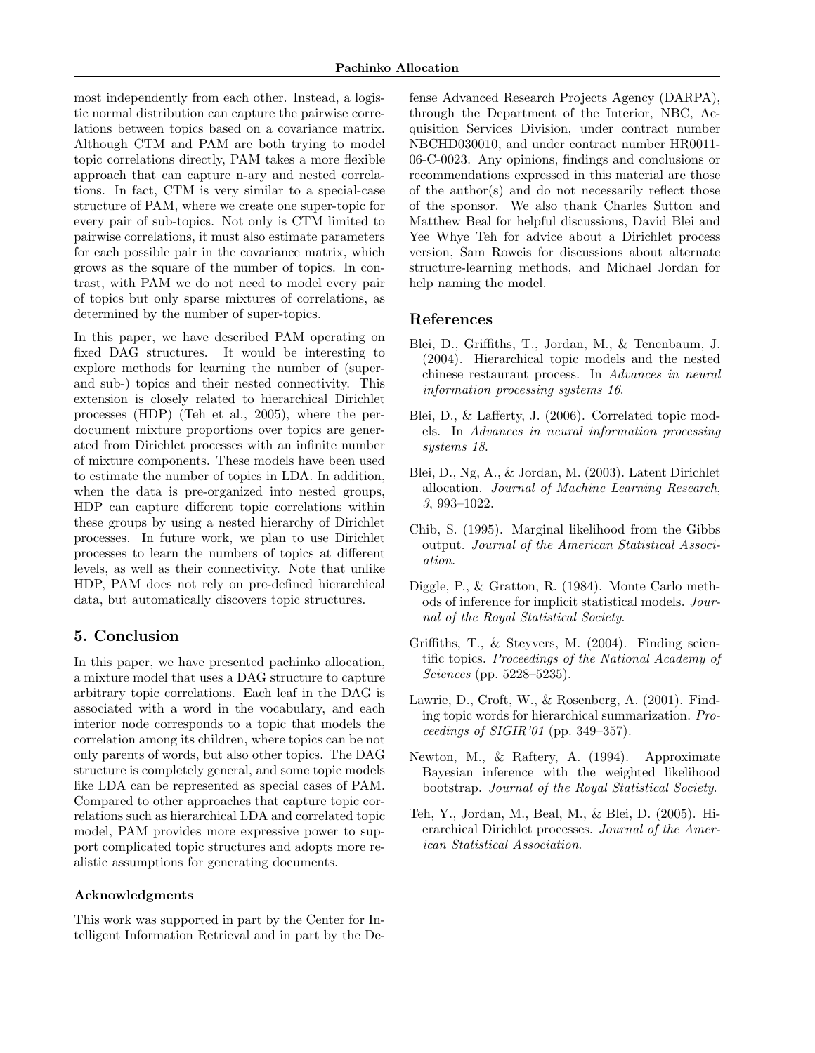most independently from each other. Instead, a logistic normal distribution can capture the pairwise correlations between topics based on a covariance matrix. Although CTM and PAM are both trying to model topic correlations directly, PAM takes a more flexible approach that can capture n-ary and nested correlations. In fact, CTM is very similar to a special-case structure of PAM, where we create one super-topic for every pair of sub-topics. Not only is CTM limited to pairwise correlations, it must also estimate parameters for each possible pair in the covariance matrix, which grows as the square of the number of topics. In contrast, with PAM we do not need to model every pair of topics but only sparse mixtures of correlations, as determined by the number of super-topics.

In this paper, we have described PAM operating on fixed DAG structures. It would be interesting to explore methods for learning the number of (super- and sub-) topics and their nested connectivity. This extension is closely related to hierarchical Dirichlet processes (HDP) (Teh et al., 2005), where the per-document mixture proportions over topics are generated from Dirichlet processes with an infinite number of mixture components. These models have been used to estimate the number of topics in LDA. In addition, when the data is pre-organized into nested groups, HDP can capture different topic correlations within these groups by using a nested hierarchy of Dirichlet processes. In future work, we plan to use Dirichlet processes to learn the numbers of topics at different levels, as well as their connectivity. Note that unlike HDP, PAM does not rely on pre-defined hierarchical data, but automatically discovers topic structures.

## 5. Conclusion

In this paper, we have presented pachinko allocation, a mixture model that uses a DAG structure to capture arbitrary topic correlations. Each leaf in the DAG is associated with a word in the vocabulary, and each interior node corresponds to a topic that models the correlation among its children, where topics can be not only parents of words, but also other topics. The DAG structure is completely general, and some topic models like LDA can be represented as special cases of PAM. Compared to other approaches that capture topic correlations such as hierarchical LDA and correlated topic model, PAM provides more expressive power to support complicated topic structures and adopts more realistic assumptions for generating documents.

### Acknowledgments

This work was supported in part by the Center for Intelligent Information Retrieval and in part by the Defense Advanced Research Projects Agency (DARPA), through the Department of the Interior, NBC, Acquisition Services Division, under contract number NBCHD030010, and under contract number HR0011-06-C-0023. Any opinions, findings and conclusions or recommendations expressed in this material are those of the author(s) and do not necessarily reflect those of the sponsor. We also thank Charles Sutton and Matthew Beal for helpful discussions, David Blei and Yee Whye Teh for advice about a Dirichlet process version, Sam Roweis for discussions about alternate structure-learning methods, and Michael Jordan for help naming the model.

## References

Blei, D., Griffiths, T., Jordan, M., & Tenenbaum, J. (2004). Hierarchical topic models and the nested chinese restaurant process. In *Advances in neural information processing systems 16*.

Blei, D., & Lafferty, J. (2006). Correlated topic models. In *Advances in neural information processing systems 18*.

Blei, D., Ng, A., & Jordan, M. (2003). Latent Dirichlet allocation. *Journal of Machine Learning Research*, *3*, 993–1022.

Chib, S. (1995). Marginal likelihood from the Gibbs output. *Journal of the American Statistical Association*.

Diggle, P., & Gratton, R. (1984). Monte Carlo methods of inference for implicit statistical models. *Journal of the Royal Statistical Society*.

Griffiths, T., & Steyvers, M. (2004). Finding scientific topics. *Proceedings of the National Academy of Sciences* (pp. 5228–5235).

Lawrie, D., Croft, W., & Rosenberg, A. (2001). Finding topic words for hierarchical summarization. *Proceedings of SIGIR'01* (pp. 349–357).

Newton, M., & Raftery, A. (1994). Approximate Bayesian inference with the weighted likelihood bootstrap. *Journal of the Royal Statistical Society*.

Teh, Y., Jordan, M., Beal, M., & Blei, D. (2005). Hierarchical Dirichlet processes. *Journal of the American Statistical Association*.